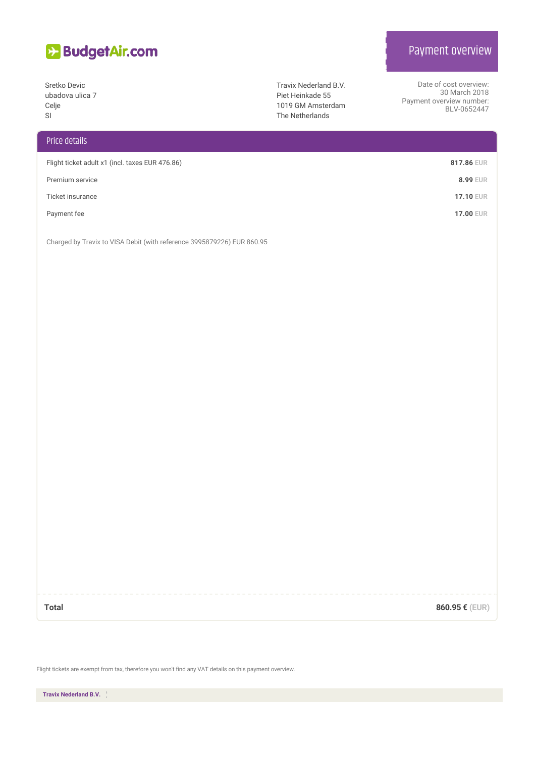BudgetAir.com

# Payment overview

Sretko Devic
ubadova ulica 7
Celje
SI

Travix Nederland B.V.
Piet Heinkade 55
1019 GM Amsterdam
The Netherlands

Date of cost overview:
30 March 2018
Payment overview number:
BLV-0652447

## Price details

| | |
|---|---|
| Flight ticket adult x1 (incl. taxes EUR 476.86) | **817.86** EUR |
| Premium service | **8.99** EUR |
| Ticket insurance | **17.10** EUR |
| Payment fee | **17.00** EUR |

Charged by Travix to VISA Debit (with reference 3995879226) EUR 860.95

| | |
|---|---|
| **Total** | **860.95 €** (EUR) |

Flight tickets are exempt from tax, therefore you won't find any VAT details on this payment overview.

**Travix Nederland B.V.**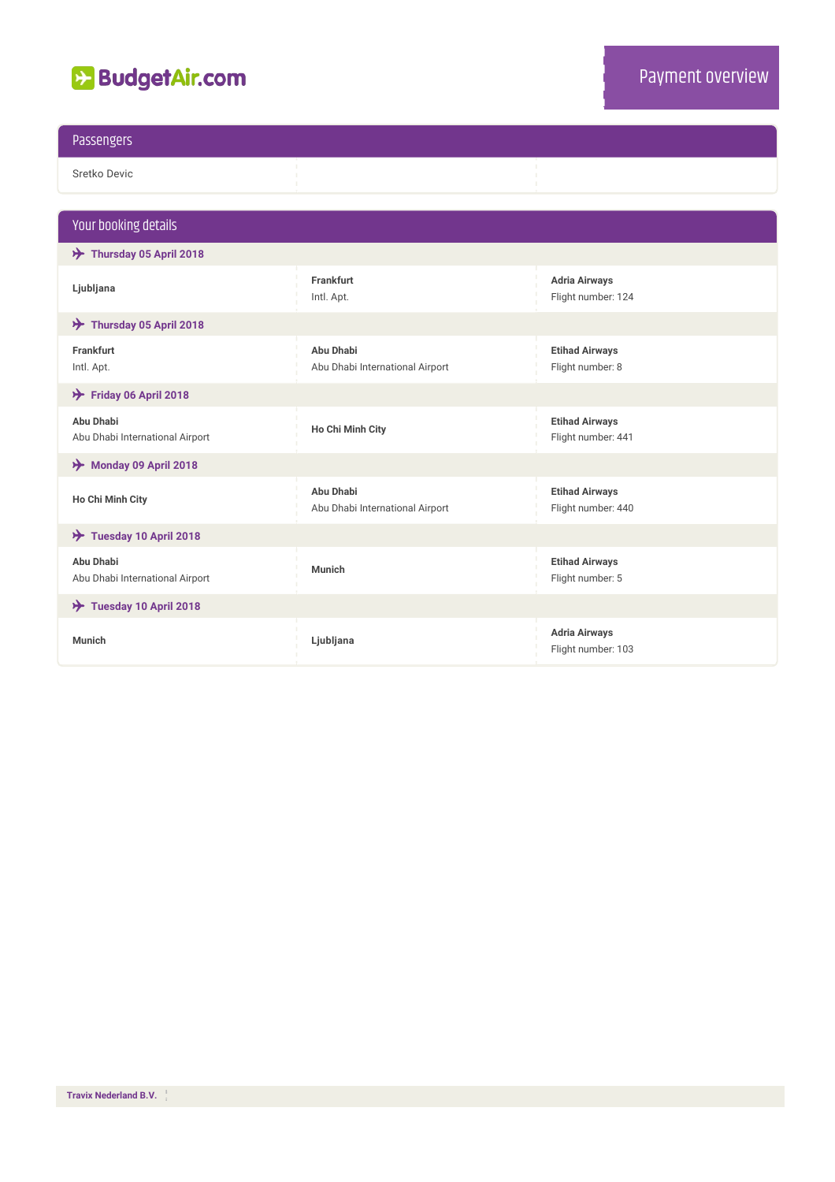BudgetAir.com

# Payment overview

## Passengers

| | | |
|---|---|---|
| Sretko Devic | | |

## Your booking details

| | | |
|---|---|---|
| **Thursday 05 April 2018** | | |
| **Ljubljana** | **Frankfurt** Intl. Apt. | **Adria Airways** Flight number: 124 |
| **Thursday 05 April 2018** | | |
| **Frankfurt** Intl. Apt. | **Abu Dhabi** Abu Dhabi International Airport | **Etihad Airways** Flight number: 8 |
| **Friday 06 April 2018** | | |
| **Abu Dhabi** Abu Dhabi International Airport | **Ho Chi Minh City** | **Etihad Airways** Flight number: 441 |
| **Monday 09 April 2018** | | |
| **Ho Chi Minh City** | **Abu Dhabi** Abu Dhabi International Airport | **Etihad Airways** Flight number: 440 |
| **Tuesday 10 April 2018** | | |
| **Abu Dhabi** Abu Dhabi International Airport | **Munich** | **Etihad Airways** Flight number: 5 |
| **Tuesday 10 April 2018** | | |
| **Munich** | **Ljubljana** | **Adria Airways** Flight number: 103 |

**Travix Nederland B.V.**